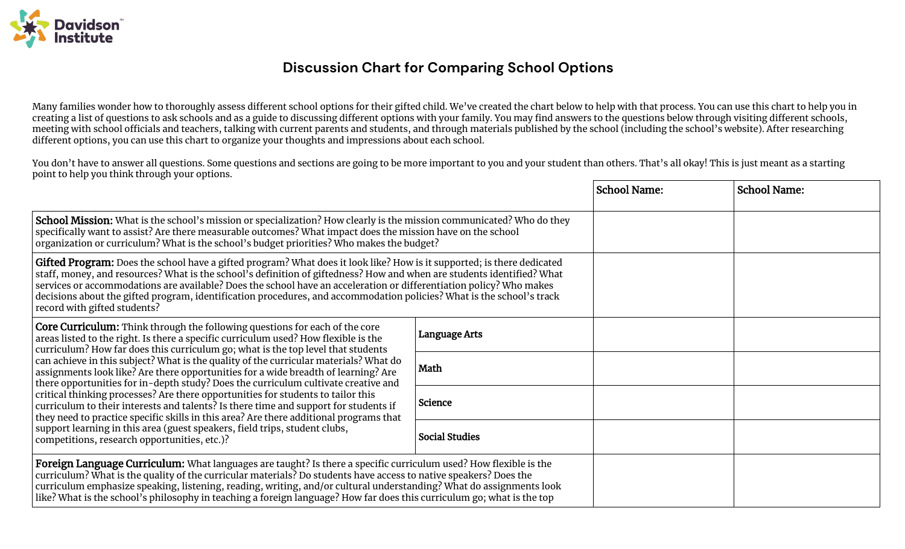Davidson Institute

# Discussion Chart for Comparing School Options

Many families wonder how to thoroughly assess different school options for their gifted child. We've created the chart below to help with that process. You can use this chart to help you in creating a list of questions to ask schools and as a guide to discussing different options with your family. You may find answers to the questions below through visiting different schools, meeting with school officials and teachers, talking with current parents and students, and through materials published by the school (including the school's website). After researching different options, you can use this chart to organize your thoughts and impressions about each school.

You don't have to answer all questions. Some questions and sections are going to be more important to you and your student than others. That's all okay! This is just meant as a starting point to help you think through your options.

| | | School Name: | School Name: |
|---|---|---|---|
| **School Mission:** What is the school's mission or specialization? How clearly is the mission communicated? Who do they specifically want to assist? Are there measurable outcomes? What impact does the mission have on the school organization or curriculum? What is the school's budget priorities? Who makes the budget? | | | |
| **Gifted Program:** Does the school have a gifted program? What does it look like? How is it supported; is there dedicated staff, money, and resources? What is the school's definition of giftedness? How and when are students identified? What services or accommodations are available? Does the school have an acceleration or differentiation policy? Who makes decisions about the gifted program, identification procedures, and accommodation policies? What is the school's track record with gifted students? | | | |
| **Core Curriculum:** Think through the following questions for each of the core areas listed to the right. Is there a specific curriculum used? How flexible is the curriculum? How far does this curriculum go; what is the top level that students can achieve in this subject? What is the quality of the curricular materials? What do assignments look like? Are there opportunities for a wide breadth of learning? Are there opportunities for in-depth study? Does the curriculum cultivate creative and critical thinking processes? Are there opportunities for students to tailor this curriculum to their interests and talents? Is there time and support for students if they need to practice specific skills in this area? Are there additional programs that support learning in this area (guest speakers, field trips, student clubs, competitions, research opportunities, etc.)? | **Language Arts** | | |
| | **Math** | | |
| | **Science** | | |
| | **Social Studies** | | |
| **Foreign Language Curriculum:** What languages are taught? Is there a specific curriculum used? How flexible is the curriculum? What is the quality of the curricular materials? Do students have access to native speakers? Does the curriculum emphasize speaking, listening, reading, writing, and/or cultural understanding? What do assignments look like? What is the school's philosophy in teaching a foreign language? How far does this curriculum go; what is the top | | | |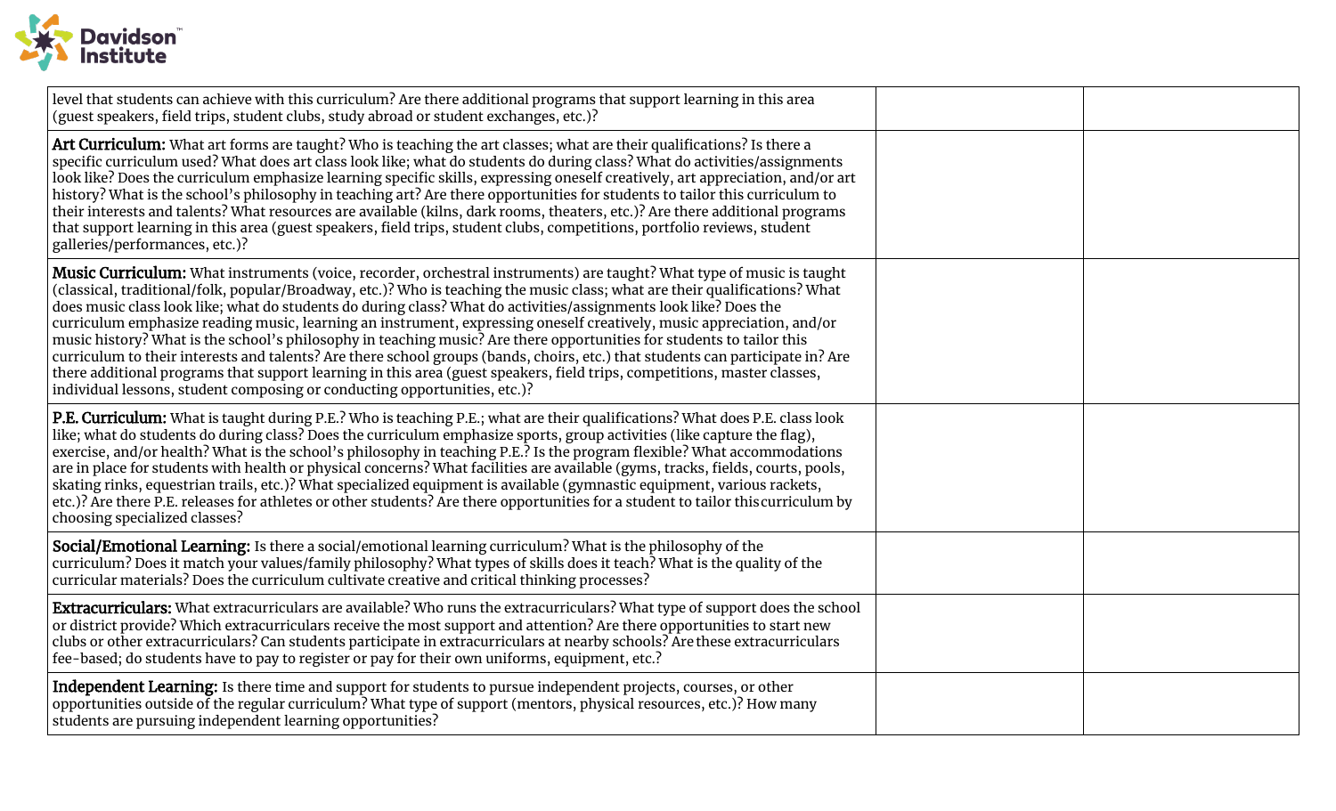| | | |
|---|---|---|
| level that students can achieve with this curriculum? Are there additional programs that support learning in this area (guest speakers, field trips, student clubs, study abroad or student exchanges, etc.)? | | |
| **Art Curriculum:** What art forms are taught? Who is teaching the art classes; what are their qualifications? Is there a specific curriculum used? What does art class look like; what do students do during class? What do activities/assignments look like? Does the curriculum emphasize learning specific skills, expressing oneself creatively, art appreciation, and/or art history? What is the school's philosophy in teaching art? Are there opportunities for students to tailor this curriculum to their interests and talents? What resources are available (kilns, dark rooms, theaters, etc.)? Are there additional programs that support learning in this area (guest speakers, field trips, student clubs, competitions, portfolio reviews, student galleries/performances, etc.)? | | |
| **Music Curriculum:** What instruments (voice, recorder, orchestral instruments) are taught? What type of music is taught (classical, traditional/folk, popular/Broadway, etc.)? Who is teaching the music class; what are their qualifications? What does music class look like; what do students do during class? What do activities/assignments look like? Does the curriculum emphasize reading music, learning an instrument, expressing oneself creatively, music appreciation, and/or music history? What is the school's philosophy in teaching music? Are there opportunities for students to tailor this curriculum to their interests and talents? Are there school groups (bands, choirs, etc.) that students can participate in? Are there additional programs that support learning in this area (guest speakers, field trips, competitions, master classes, individual lessons, student composing or conducting opportunities, etc.)? | | |
| **P.E. Curriculum:** What is taught during P.E.? Who is teaching P.E.; what are their qualifications? What does P.E. class look like; what do students do during class? Does the curriculum emphasize sports, group activities (like capture the flag), exercise, and/or health? What is the school's philosophy in teaching P.E.? Is the program flexible? What accommodations are in place for students with health or physical concerns? What facilities are available (gyms, tracks, fields, courts, pools, skating rinks, equestrian trails, etc.)? What specialized equipment is available (gymnastic equipment, various rackets, etc.)? Are there P.E. releases for athletes or other students? Are there opportunities for a student to tailor this curriculum by choosing specialized classes? | | |
| **Social/Emotional Learning:** Is there a social/emotional learning curriculum? What is the philosophy of the curriculum? Does it match your values/family philosophy? What types of skills does it teach? What is the quality of the curricular materials? Does the curriculum cultivate creative and critical thinking processes? | | |
| **Extracurriculars:** What extracurriculars are available? Who runs the extracurriculars? What type of support does the school or district provide? Which extracurriculars receive the most support and attention? Are there opportunities to start new clubs or other extracurriculars? Can students participate in extracurriculars at nearby schools? Are these extracurriculars fee-based; do students have to pay to register or pay for their own uniforms, equipment, etc.? | | |
| **Independent Learning:** Is there time and support for students to pursue independent projects, courses, or other opportunities outside of the regular curriculum? What type of support (mentors, physical resources, etc.)? How many students are pursuing independent learning opportunities? | | |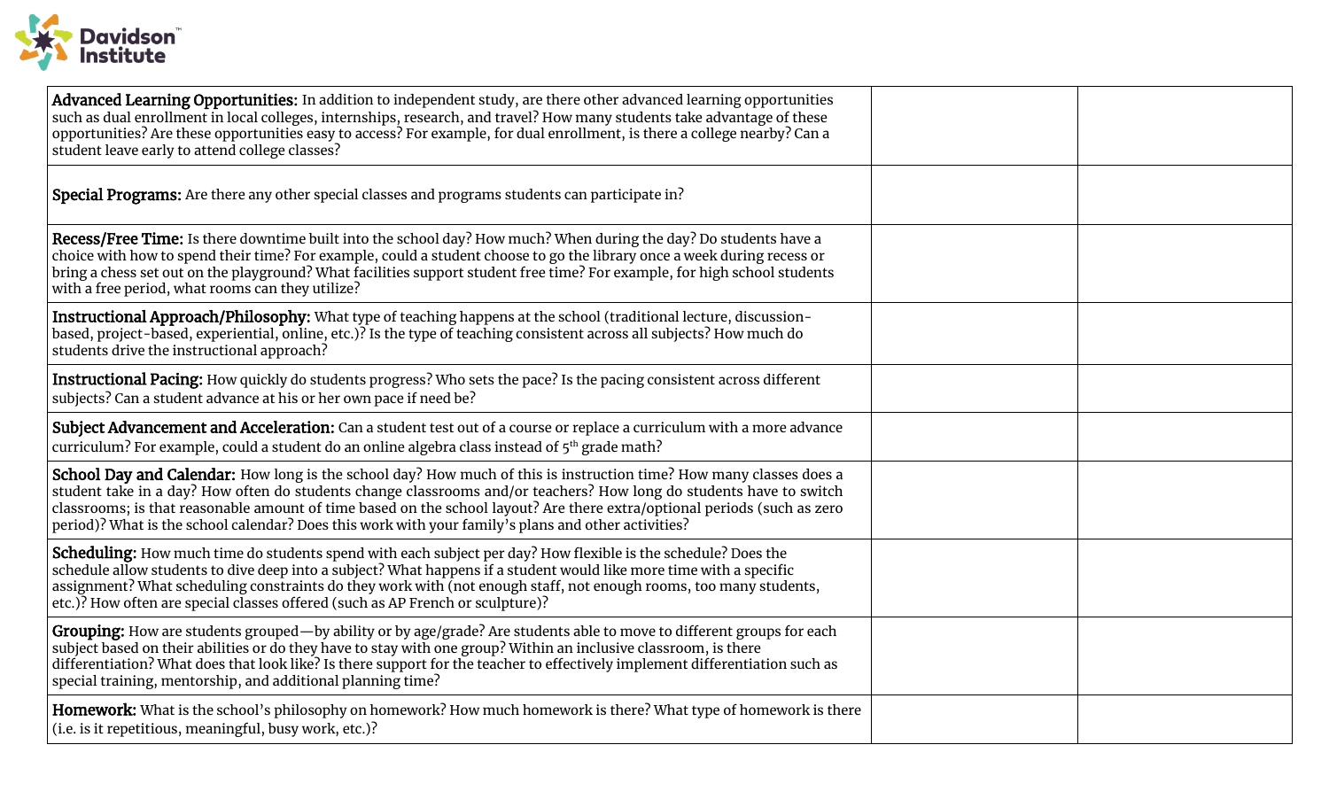| | | |
|---|---|---|
| **Advanced Learning Opportunities:** In addition to independent study, are there other advanced learning opportunities such as dual enrollment in local colleges, internships, research, and travel? How many students take advantage of these opportunities? Are these opportunities easy to access? For example, for dual enrollment, is there a college nearby? Can a student leave early to attend college classes? | | |
| **Special Programs:** Are there any other special classes and programs students can participate in? | | |
| **Recess/Free Time:** Is there downtime built into the school day? How much? When during the day? Do students have a choice with how to spend their time? For example, could a student choose to go the library once a week during recess or bring a chess set out on the playground? What facilities support student free time? For example, for high school students with a free period, what rooms can they utilize? | | |
| **Instructional Approach/Philosophy:** What type of teaching happens at the school (traditional lecture, discussion-based, project-based, experiential, online, etc.)? Is the type of teaching consistent across all subjects? How much do students drive the instructional approach? | | |
| **Instructional Pacing:** How quickly do students progress? Who sets the pace? Is the pacing consistent across different subjects? Can a student advance at his or her own pace if need be? | | |
| **Subject Advancement and Acceleration:** Can a student test out of a course or replace a curriculum with a more advance curriculum? For example, could a student do an online algebra class instead of 5th grade math? | | |
| **School Day and Calendar:** How long is the school day? How much of this is instruction time? How many classes does a student take in a day? How often do students change classrooms and/or teachers? How long do students have to switch classrooms; is that reasonable amount of time based on the school layout? Are there extra/optional periods (such as zero period)? What is the school calendar? Does this work with your family's plans and other activities? | | |
| **Scheduling:** How much time do students spend with each subject per day? How flexible is the schedule? Does the schedule allow students to dive deep into a subject? What happens if a student would like more time with a specific assignment? What scheduling constraints do they work with (not enough staff, not enough rooms, too many students, etc.)? How often are special classes offered (such as AP French or sculpture)? | | |
| **Grouping:** How are students grouped—by ability or by age/grade? Are students able to move to different groups for each subject based on their abilities or do they have to stay with one group? Within an inclusive classroom, is there differentiation? What does that look like? Is there support for the teacher to effectively implement differentiation such as special training, mentorship, and additional planning time? | | |
| **Homework:** What is the school's philosophy on homework? How much homework is there? What type of homework is there (i.e. is it repetitious, meaningful, busy work, etc.)? | | |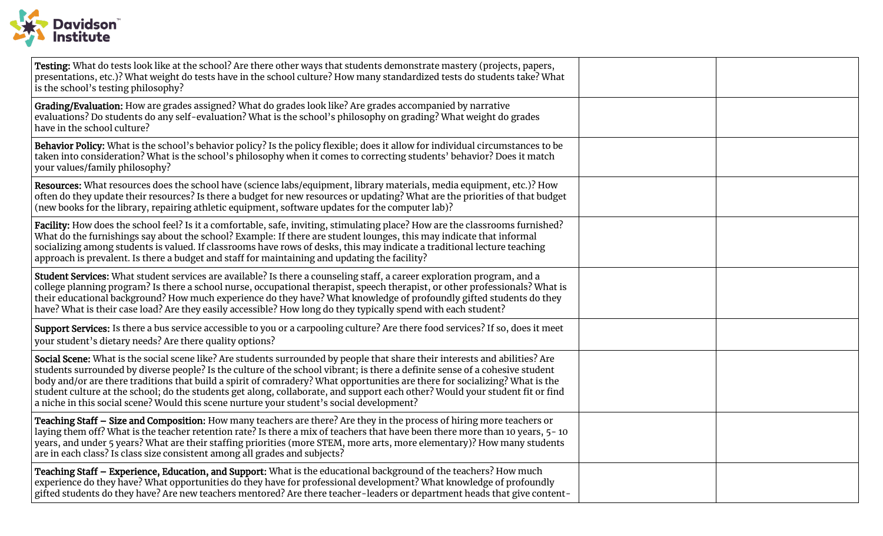| | | |
|---|---|---|
| **Testing:** What do tests look like at the school? Are there other ways that students demonstrate mastery (projects, papers, presentations, etc.)? What weight do tests have in the school culture? How many standardized tests do students take? What is the school's testing philosophy? | | |
| **Grading/Evaluation:** How are grades assigned? What do grades look like? Are grades accompanied by narrative evaluations? Do students do any self-evaluation? What is the school's philosophy on grading? What weight do grades have in the school culture? | | |
| **Behavior Policy:** What is the school's behavior policy? Is the policy flexible; does it allow for individual circumstances to be taken into consideration? What is the school's philosophy when it comes to correcting students' behavior? Does it match your values/family philosophy? | | |
| **Resources:** What resources does the school have (science labs/equipment, library materials, media equipment, etc.)? How often do they update their resources? Is there a budget for new resources or updating? What are the priorities of that budget (new books for the library, repairing athletic equipment, software updates for the computer lab)? | | |
| **Facility:** How does the school feel? Is it a comfortable, safe, inviting, stimulating place? How are the classrooms furnished? What do the furnishings say about the school? Example: If there are student lounges, this may indicate that informal socializing among students is valued. If classrooms have rows of desks, this may indicate a traditional lecture teaching approach is prevalent. Is there a budget and staff for maintaining and updating the facility? | | |
| **Student Services:** What student services are available? Is there a counseling staff, a career exploration program, and a college planning program? Is there a school nurse, occupational therapist, speech therapist, or other professionals? What is their educational background? How much experience do they have? What knowledge of profoundly gifted students do they have? What is their case load? Are they easily accessible? How long do they typically spend with each student? | | |
| **Support Services:** Is there a bus service accessible to you or a carpooling culture? Are there food services? If so, does it meet your student's dietary needs? Are there quality options? | | |
| **Social Scene:** What is the social scene like? Are students surrounded by people that share their interests and abilities? Are students surrounded by diverse people? Is the culture of the school vibrant; is there a definite sense of a cohesive student body and/or are there traditions that build a spirit of comradery? What opportunities are there for socializing? What is the student culture at the school; do the students get along, collaborate, and support each other? Would your student fit or find a niche in this social scene? Would this scene nurture your student's social development? | | |
| **Teaching Staff – Size and Composition:** How many teachers are there? Are they in the process of hiring more teachers or laying them off? What is the teacher retention rate? Is there a mix of teachers that have been there more than 10 years, 5- 10 years, and under 5 years? What are their staffing priorities (more STEM, more arts, more elementary)? How many students are in each class? Is class size consistent among all grades and subjects? | | |
| **Teaching Staff – Experience, Education, and Support:** What is the educational background of the teachers? How much experience do they have? What opportunities do they have for professional development? What knowledge of profoundly gifted students do they have? Are new teachers mentored? Are there teacher-leaders or department heads that give content- | | |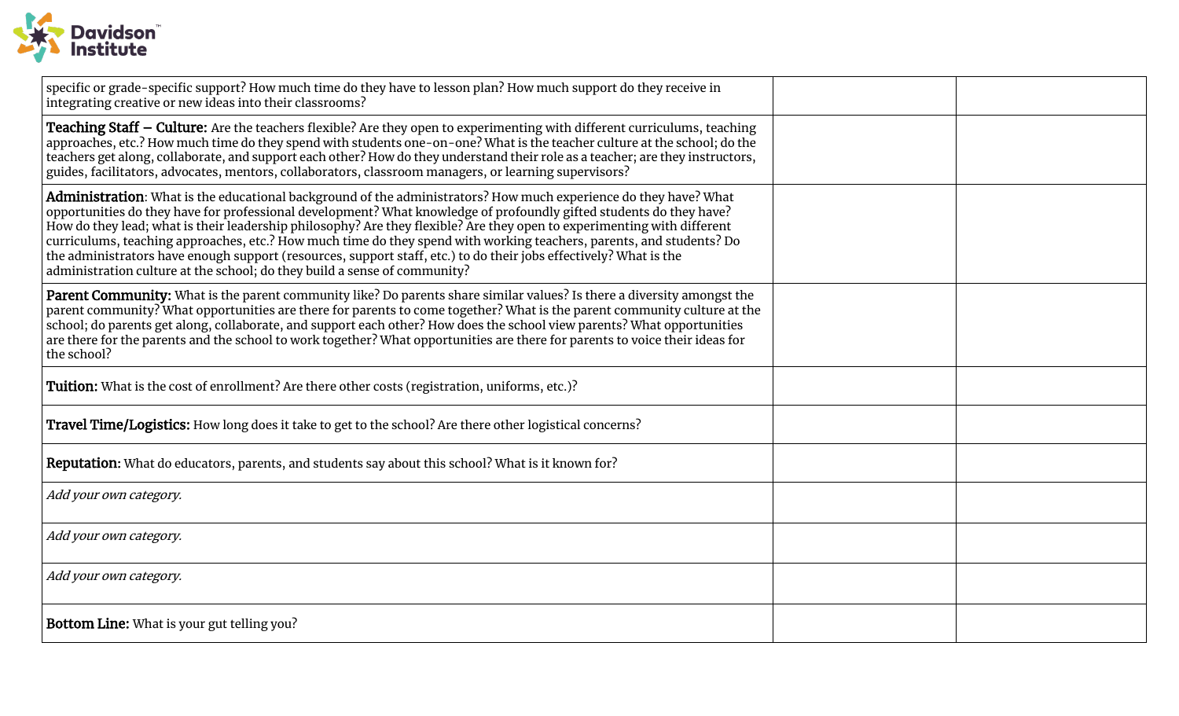| | | |
|---|---|---|
| specific or grade-specific support? How much time do they have to lesson plan? How much support do they receive in integrating creative or new ideas into their classrooms? | | |
| **Teaching Staff – Culture:** Are the teachers flexible? Are they open to experimenting with different curriculums, teaching approaches, etc.? How much time do they spend with students one-on-one? What is the teacher culture at the school; do the teachers get along, collaborate, and support each other? How do they understand their role as a teacher; are they instructors, guides, facilitators, advocates, mentors, collaborators, classroom managers, or learning supervisors? | | |
| **Administration**: What is the educational background of the administrators? How much experience do they have? What opportunities do they have for professional development? What knowledge of profoundly gifted students do they have? How do they lead; what is their leadership philosophy? Are they flexible? Are they open to experimenting with different curriculums, teaching approaches, etc.? How much time do they spend with working teachers, parents, and students? Do the administrators have enough support (resources, support staff, etc.) to do their jobs effectively? What is the administration culture at the school; do they build a sense of community? | | |
| **Parent Community:** What is the parent community like? Do parents share similar values? Is there a diversity amongst the parent community? What opportunities are there for parents to come together? What is the parent community culture at the school; do parents get along, collaborate, and support each other? How does the school view parents? What opportunities are there for the parents and the school to work together? What opportunities are there for parents to voice their ideas for the school? | | |
| **Tuition:** What is the cost of enrollment? Are there other costs (registration, uniforms, etc.)? | | |
| **Travel Time/Logistics:** How long does it take to get to the school? Are there other logistical concerns? | | |
| **Reputation:** What do educators, parents, and students say about this school? What is it known for? | | |
| *Add your own category.* | | |
| *Add your own category.* | | |
| *Add your own category.* | | |
| **Bottom Line:** What is your gut telling you? | | |